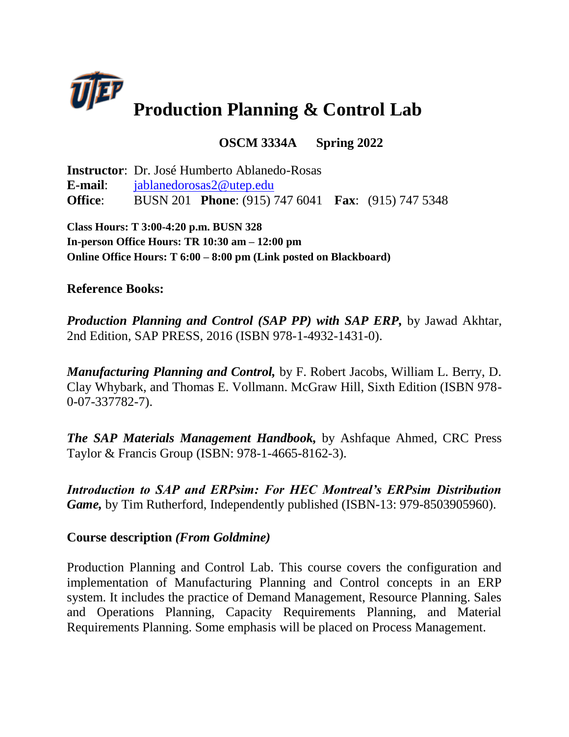# Production Planning & Control Lab

**OSCM 3334A Spring 2022**

**Instructor**: Dr. José Humberto Ablanedo-Rosas
**E-mail**: jablanedorosas2@utep.edu
**Office**: BUSN 201 **Phone**: (915) 747 6041 **Fax**: (915) 747 5348

**Class Hours: T 3:00-4:20 p.m. BUSN 328**
**In-person Office Hours: TR 10:30 am – 12:00 pm**
**Online Office Hours: T 6:00 – 8:00 pm (Link posted on Blackboard)**

## Reference Books:

***Production Planning and Control (SAP PP) with SAP ERP,*** by Jawad Akhtar, 2nd Edition, SAP PRESS, 2016 (ISBN 978-1-4932-1431-0).

***Manufacturing Planning and Control,*** by F. Robert Jacobs, William L. Berry, D. Clay Whybark, and Thomas E. Vollmann. McGraw Hill, Sixth Edition (ISBN 978-0-07-337782-7).

***The SAP Materials Management Handbook,*** by Ashfaque Ahmed, CRC Press Taylor & Francis Group (ISBN: 978-1-4665-8162-3).

***Introduction to SAP and ERPsim: For HEC Montreal's ERPsim Distribution Game,*** by Tim Rutherford, Independently published (ISBN-13: 979-8503905960).

## Course description *(From Goldmine)*

Production Planning and Control Lab. This course covers the configuration and implementation of Manufacturing Planning and Control concepts in an ERP system. It includes the practice of Demand Management, Resource Planning. Sales and Operations Planning, Capacity Requirements Planning, and Material Requirements Planning. Some emphasis will be placed on Process Management.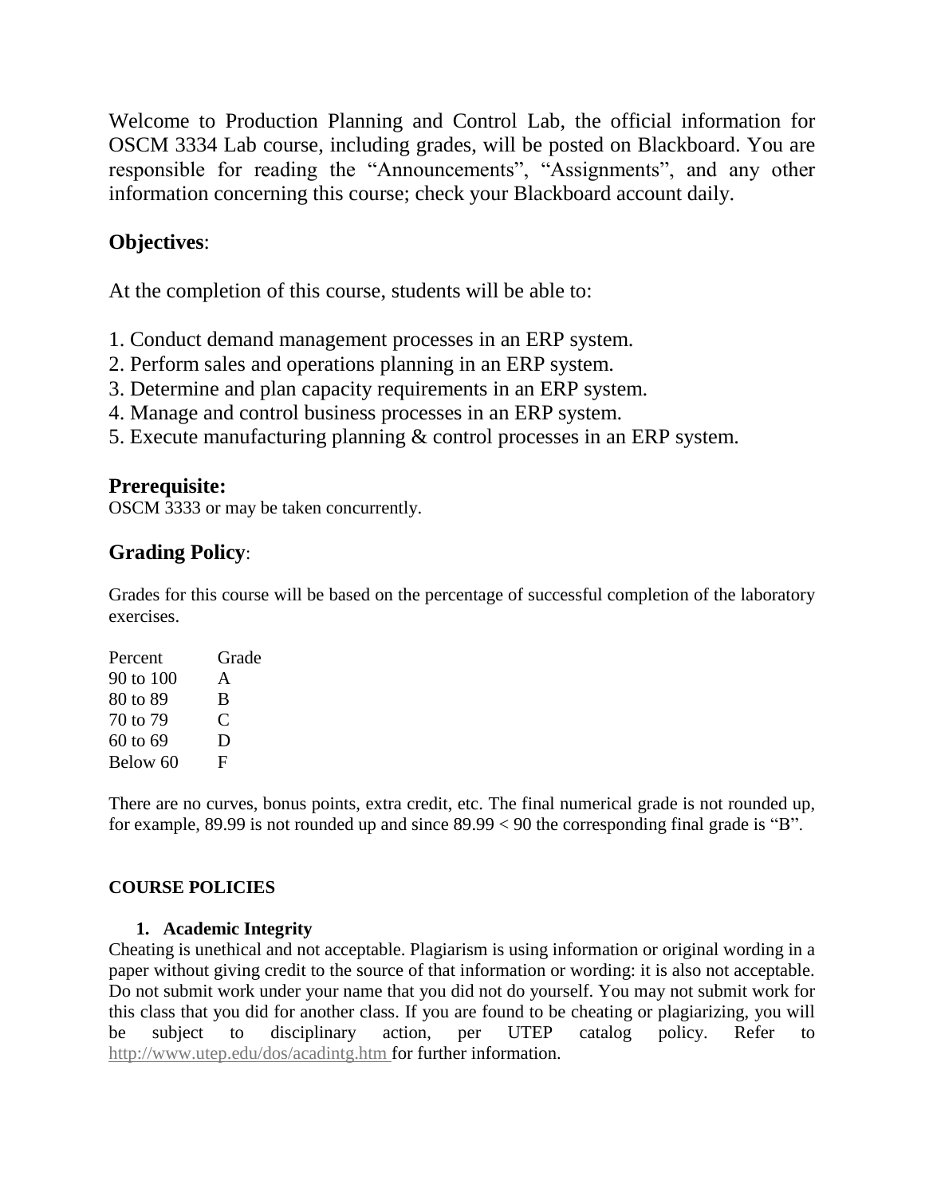Welcome to Production Planning and Control Lab, the official information for OSCM 3334 Lab course, including grades, will be posted on Blackboard. You are responsible for reading the "Announcements", "Assignments", and any other information concerning this course; check your Blackboard account daily.

## Objectives:

At the completion of this course, students will be able to:

1. Conduct demand management processes in an ERP system.
2. Perform sales and operations planning in an ERP system.
3. Determine and plan capacity requirements in an ERP system.
4. Manage and control business processes in an ERP system.
5. Execute manufacturing planning & control processes in an ERP system.

## Prerequisite:

OSCM 3333 or may be taken concurrently.

## Grading Policy:

Grades for this course will be based on the percentage of successful completion of the laboratory exercises.

| Percent | Grade |
| --- | --- |
| 90 to 100 | A |
| 80 to 89 | B |
| 70 to 79 | C |
| 60 to 69 | D |
| Below 60 | F |

There are no curves, bonus points, extra credit, etc. The final numerical grade is not rounded up, for example, 89.99 is not rounded up and since $89.99 < 90$ the corresponding final grade is "B".

### COURSE POLICIES

1. **Academic Integrity**

Cheating is unethical and not acceptable. Plagiarism is using information or original wording in a paper without giving credit to the source of that information or wording: it is also not acceptable. Do not submit work under your name that you did not do yourself. You may not submit work for this class that you did for another class. If you are found to be cheating or plagiarizing, you will be subject to disciplinary action, per UTEP catalog policy. Refer to http://www.utep.edu/dos/acadintg.htm for further information.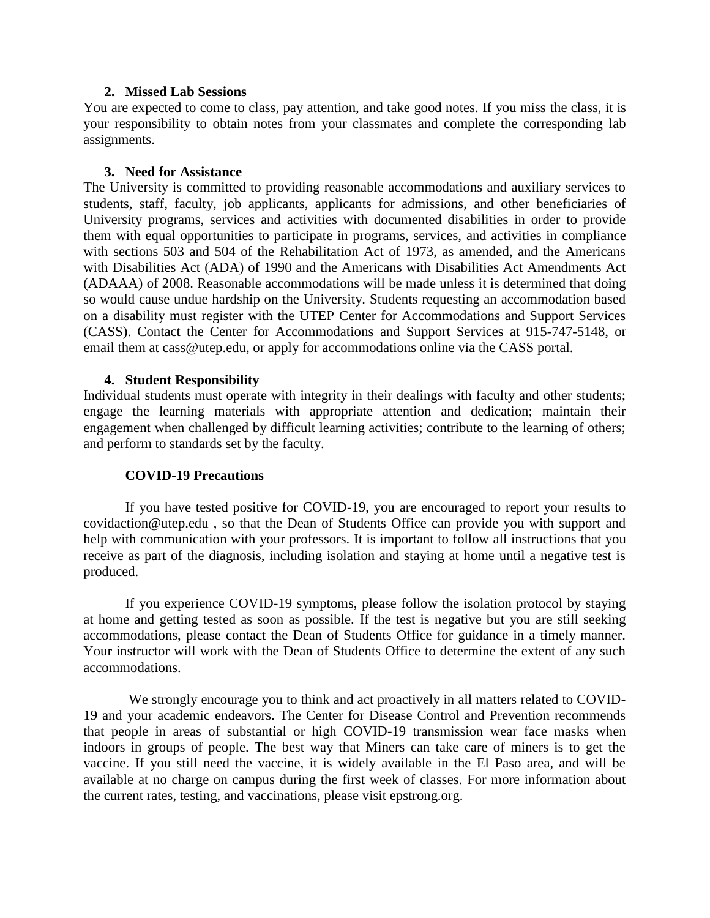### 2. Missed Lab Sessions

You are expected to come to class, pay attention, and take good notes. If you miss the class, it is your responsibility to obtain notes from your classmates and complete the corresponding lab assignments.

### 3. Need for Assistance

The University is committed to providing reasonable accommodations and auxiliary services to students, staff, faculty, job applicants, applicants for admissions, and other beneficiaries of University programs, services and activities with documented disabilities in order to provide them with equal opportunities to participate in programs, services, and activities in compliance with sections 503 and 504 of the Rehabilitation Act of 1973, as amended, and the Americans with Disabilities Act (ADA) of 1990 and the Americans with Disabilities Act Amendments Act (ADAAA) of 2008. Reasonable accommodations will be made unless it is determined that doing so would cause undue hardship on the University. Students requesting an accommodation based on a disability must register with the UTEP Center for Accommodations and Support Services (CASS). Contact the Center for Accommodations and Support Services at 915-747-5148, or email them at cass@utep.edu, or apply for accommodations online via the CASS portal.

### 4. Student Responsibility

Individual students must operate with integrity in their dealings with faculty and other students; engage the learning materials with appropriate attention and dedication; maintain their engagement when challenged by difficult learning activities; contribute to the learning of others; and perform to standards set by the faculty.

### COVID-19 Precautions

If you have tested positive for COVID-19, you are encouraged to report your results to covidaction@utep.edu , so that the Dean of Students Office can provide you with support and help with communication with your professors. It is important to follow all instructions that you receive as part of the diagnosis, including isolation and staying at home until a negative test is produced.

If you experience COVID-19 symptoms, please follow the isolation protocol by staying at home and getting tested as soon as possible. If the test is negative but you are still seeking accommodations, please contact the Dean of Students Office for guidance in a timely manner. Your instructor will work with the Dean of Students Office to determine the extent of any such accommodations.

We strongly encourage you to think and act proactively in all matters related to COVID-19 and your academic endeavors. The Center for Disease Control and Prevention recommends that people in areas of substantial or high COVID-19 transmission wear face masks when indoors in groups of people. The best way that Miners can take care of miners is to get the vaccine. If you still need the vaccine, it is widely available in the El Paso area, and will be available at no charge on campus during the first week of classes. For more information about the current rates, testing, and vaccinations, please visit epstrong.org.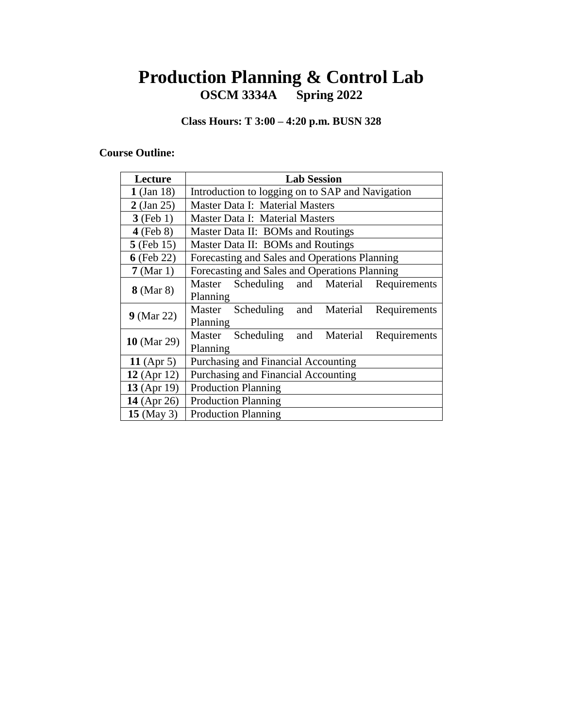# Production Planning & Control Lab

**OSCM 3334A Spring 2022**

**Class Hours: T 3:00 – 4:20 p.m. BUSN 328**

**Course Outline:**

| Lecture | Lab Session |
|---|---|
| **1** (Jan 18) | Introduction to logging on to SAP and Navigation |
| **2** (Jan 25) | Master Data I: Material Masters |
| **3** (Feb 1) | Master Data I: Material Masters |
| **4** (Feb 8) | Master Data II: BOMs and Routings |
| **5** (Feb 15) | Master Data II: BOMs and Routings |
| **6** (Feb 22) | Forecasting and Sales and Operations Planning |
| **7** (Mar 1) | Forecasting and Sales and Operations Planning |
| **8** (Mar 8) | Master Scheduling and Material Requirements Planning |
| **9** (Mar 22) | Master Scheduling and Material Requirements Planning |
| **10** (Mar 29) | Master Scheduling and Material Requirements Planning |
| **11** (Apr 5) | Purchasing and Financial Accounting |
| **12** (Apr 12) | Purchasing and Financial Accounting |
| **13** (Apr 19) | Production Planning |
| **14** (Apr 26) | Production Planning |
| **15** (May 3) | Production Planning |